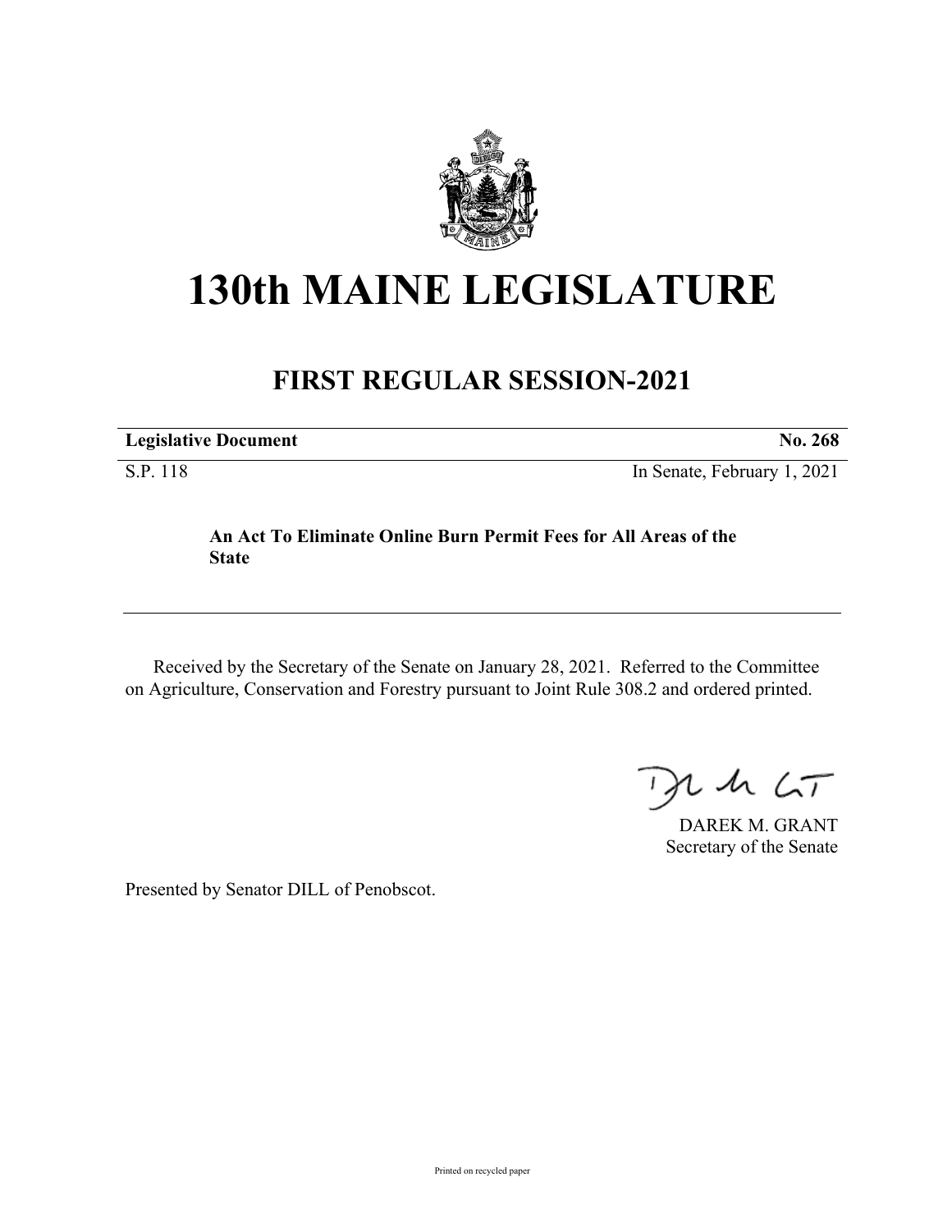# 130th MAINE LEGISLATURE

## FIRST REGULAR SESSION-2021

| **Legislative Document** | **No. 268** |
| --- | --- |
| S.P. 118 | In Senate, February 1, 2021 |

**An Act To Eliminate Online Burn Permit Fees for All Areas of the State**

Received by the Secretary of the Senate on January 28, 2021. Referred to the Committee on Agriculture, Conservation and Forestry pursuant to Joint Rule 308.2 and ordered printed.

DAREK M. GRANT
Secretary of the Senate

Presented by Senator DILL of Penobscot.

Printed on recycled paper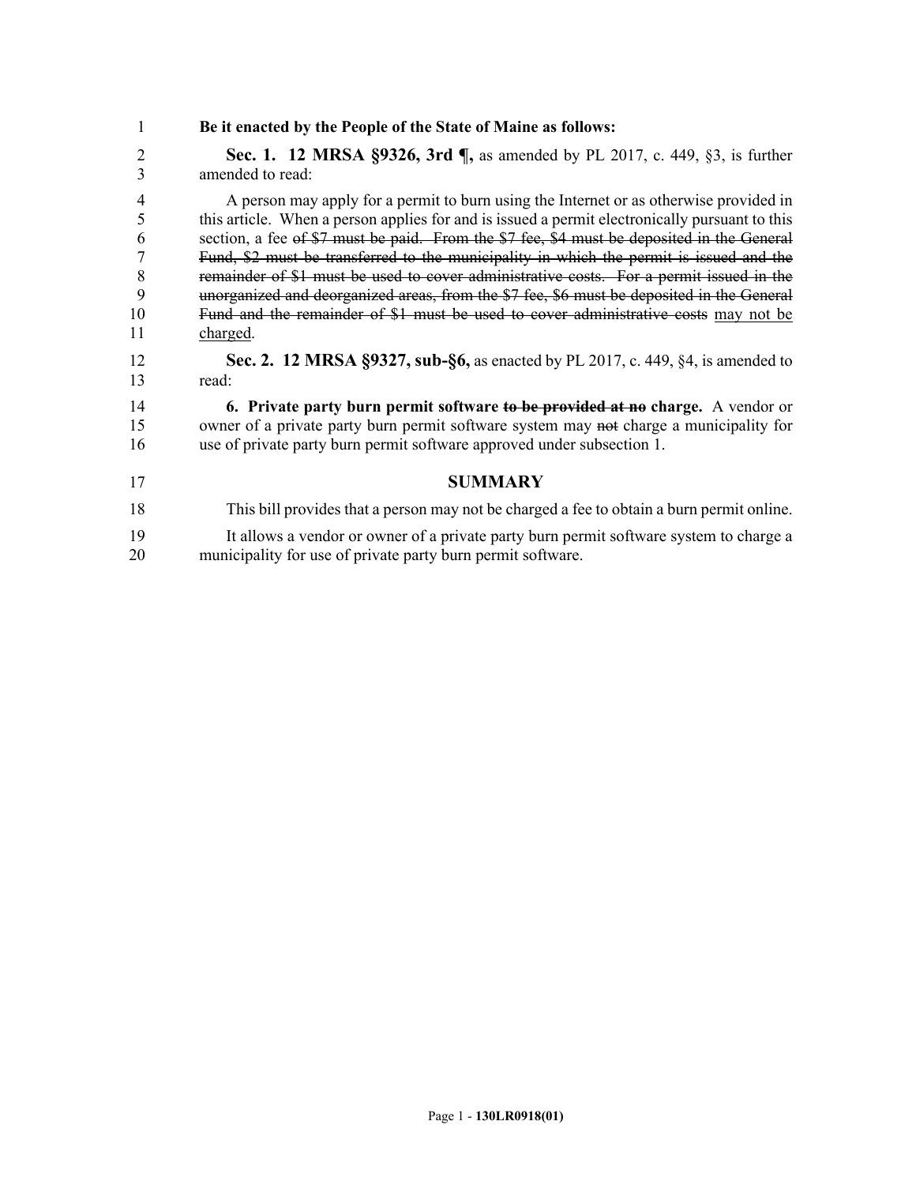**Be it enacted by the People of the State of Maine as follows:**

**Sec. 1. 12 MRSA §9326, 3rd ¶,** as amended by PL 2017, c. 449, §3, is further amended to read:

A person may apply for a permit to burn using the Internet or as otherwise provided in this article. When a person applies for and is issued a permit electronically pursuant to this section, a fee ~~of $7 must be paid. From the $7 fee, $4 must be deposited in the General Fund, $2 must be transferred to the municipality in which the permit is issued and the remainder of $1 must be used to cover administrative costs. For a permit issued in the unorganized and deorganized areas, from the $7 fee, $6 must be deposited in the General Fund and the remainder of $1 must be used to cover administrative costs~~ <u>may not be charged</u>.

**Sec. 2. 12 MRSA §9327, sub-§6,** as enacted by PL 2017, c. 449, §4, is amended to read:

**6. Private party burn permit software ~~to be provided at no~~ charge.** A vendor or owner of a private party burn permit software system may ~~not~~ charge a municipality for use of private party burn permit software approved under subsection 1.

## SUMMARY

This bill provides that a person may not be charged a fee to obtain a burn permit online.

It allows a vendor or owner of a private party burn permit software system to charge a municipality for use of private party burn permit software.